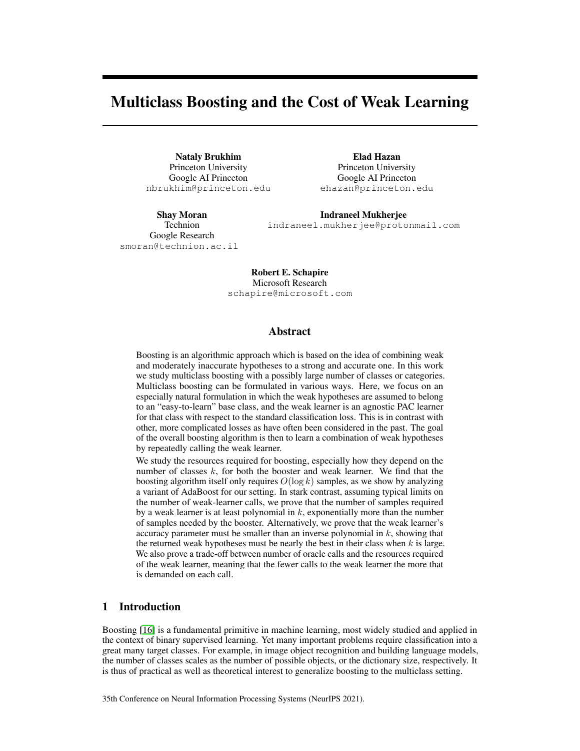# Multiclass Boosting and the Cost of Weak Learning

**Nataly Brukhim**
Princeton University
Google AI Princeton
nbrukhim@princeton.edu

**Elad Hazan**
Princeton University
Google AI Princeton
ehazan@princeton.edu

**Shay Moran**
Technion
Google Research
smoran@technion.ac.il

**Indraneel Mukherjee**
indraneel.mukherjee@protonmail.com

**Robert E. Schapire**
Microsoft Research
schapire@microsoft.com

## Abstract

Boosting is an algorithmic approach which is based on the idea of combining weak and moderately inaccurate hypotheses to a strong and accurate one. In this work we study multiclass boosting with a possibly large number of classes or categories. Multiclass boosting can be formulated in various ways. Here, we focus on an especially natural formulation in which the weak hypotheses are assumed to belong to an "easy-to-learn" base class, and the weak learner is an agnostic PAC learner for that class with respect to the standard classification loss. This is in contrast with other, more complicated losses as have often been considered in the past. The goal of the overall boosting algorithm is then to learn a combination of weak hypotheses by repeatedly calling the weak learner.

We study the resources required for boosting, especially how they depend on the number of classes $k$, for both the booster and weak learner. We find that the boosting algorithm itself only requires $O(\log k)$ samples, as we show by analyzing a variant of AdaBoost for our setting. In stark contrast, assuming typical limits on the number of weak-learner calls, we prove that the number of samples required by a weak learner is at least polynomial in $k$, exponentially more than the number of samples needed by the booster. Alternatively, we prove that the weak learner's accuracy parameter must be smaller than an inverse polynomial in $k$, showing that the returned weak hypotheses must be nearly the best in their class when $k$ is large. We also prove a trade-off between number of oracle calls and the resources required of the weak learner, meaning that the fewer calls to the weak learner the more that is demanded on each call.

## 1 Introduction

Boosting [16] is a fundamental primitive in machine learning, most widely studied and applied in the context of binary supervised learning. Yet many important problems require classification into a great many target classes. For example, in image object recognition and building language models, the number of classes scales as the number of possible objects, or the dictionary size, respectively. It is thus of practical as well as theoretical interest to generalize boosting to the multiclass setting.

35th Conference on Neural Information Processing Systems (NeurIPS 2021).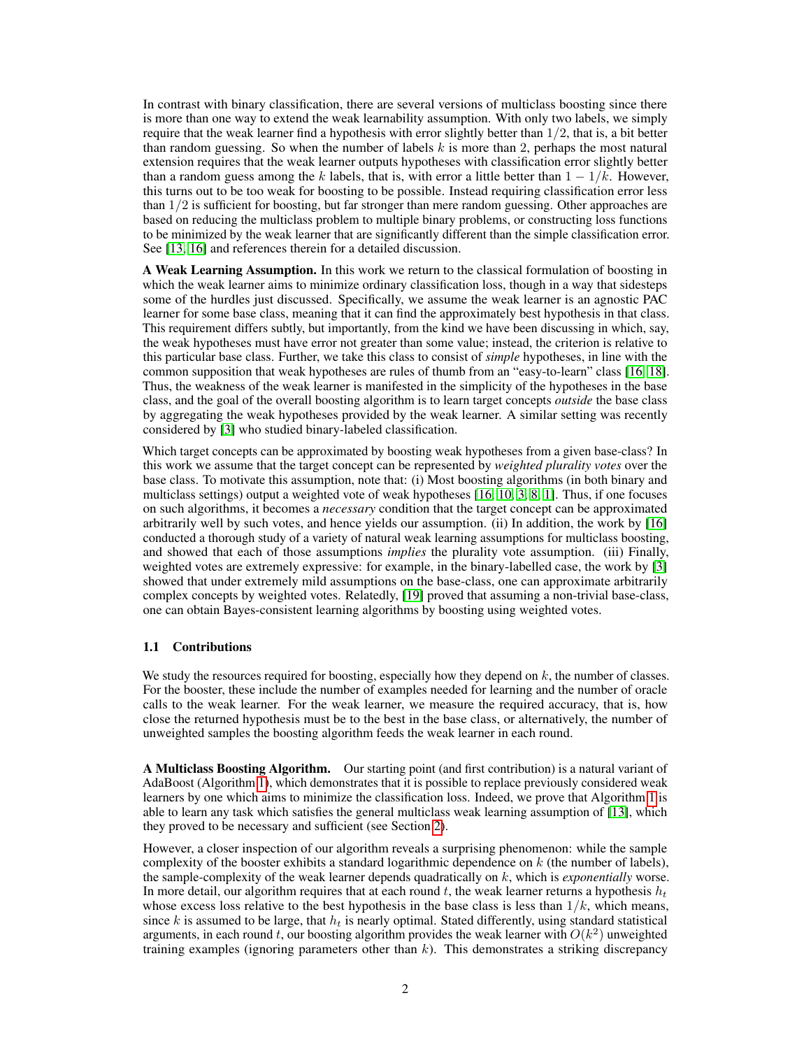In contrast with binary classification, there are several versions of multiclass boosting since there is more than one way to extend the weak learnability assumption. With only two labels, we simply require that the weak learner find a hypothesis with error slightly better than $1/2$, that is, a bit better than random guessing. So when the number of labels $k$ is more than 2, perhaps the most natural extension requires that the weak learner outputs hypotheses with classification error slightly better than a random guess among the $k$ labels, that is, with error a little better than $1 - 1/k$. However, this turns out to be too weak for boosting to be possible. Instead requiring classification error less than $1/2$ is sufficient for boosting, but far stronger than mere random guessing. Other approaches are based on reducing the multiclass problem to multiple binary problems, or constructing loss functions to be minimized by the weak learner that are significantly different than the simple classification error. See [13, 16] and references therein for a detailed discussion.

**A Weak Learning Assumption.** In this work we return to the classical formulation of boosting in which the weak learner aims to minimize ordinary classification loss, though in a way that sidesteps some of the hurdles just discussed. Specifically, we assume the weak learner is an agnostic PAC learner for some base class, meaning that it can find the approximately best hypothesis in that class. This requirement differs subtly, but importantly, from the kind we have been discussing in which, say, the weak hypotheses must have error not greater than some value; instead, the criterion is relative to this particular base class. Further, we take this class to consist of *simple* hypotheses, in line with the common supposition that weak hypotheses are rules of thumb from an "easy-to-learn" class [16, 18]. Thus, the weakness of the weak learner is manifested in the simplicity of the hypotheses in the base class, and the goal of the overall boosting algorithm is to learn target concepts *outside* the base class by aggregating the weak hypotheses provided by the weak learner. A similar setting was recently considered by [3] who studied binary-labeled classification.

Which target concepts can be approximated by boosting weak hypotheses from a given base-class? In this work we assume that the target concept can be represented by *weighted plurality votes* over the base class. To motivate this assumption, note that: (i) Most boosting algorithms (in both binary and multiclass settings) output a weighted vote of weak hypotheses [16, 10, 3, 8, 1]. Thus, if one focuses on such algorithms, it becomes a *necessary* condition that the target concept can be approximated arbitrarily well by such votes, and hence yields our assumption. (ii) In addition, the work by [16] conducted a thorough study of a variety of natural weak learning assumptions for multiclass boosting, and showed that each of those assumptions *implies* the plurality vote assumption. (iii) Finally, weighted votes are extremely expressive: for example, in the binary-labelled case, the work by [3] showed that under extremely mild assumptions on the base-class, one can approximate arbitrarily complex concepts by weighted votes. Relatedly, [19] proved that assuming a non-trivial base-class, one can obtain Bayes-consistent learning algorithms by boosting using weighted votes.

### 1.1 Contributions

We study the resources required for boosting, especially how they depend on $k$, the number of classes. For the booster, these include the number of examples needed for learning and the number of oracle calls to the weak learner. For the weak learner, we measure the required accuracy, that is, how close the returned hypothesis must be to the best in the base class, or alternatively, the number of unweighted samples the boosting algorithm feeds the weak learner in each round.

**A Multiclass Boosting Algorithm.** Our starting point (and first contribution) is a natural variant of AdaBoost (Algorithm 1), which demonstrates that it is possible to replace previously considered weak learners by one which aims to minimize the classification loss. Indeed, we prove that Algorithm 1 is able to learn any task which satisfies the general multiclass weak learning assumption of [13], which they proved to be necessary and sufficient (see Section 2).

However, a closer inspection of our algorithm reveals a surprising phenomenon: while the sample complexity of the booster exhibits a standard logarithmic dependence on $k$ (the number of labels), the sample-complexity of the weak learner depends quadratically on $k$, which is *exponentially* worse. In more detail, our algorithm requires that at each round $t$, the weak learner returns a hypothesis $h_t$ whose excess loss relative to the best hypothesis in the base class is less than $1/k$, which means, since $k$ is assumed to be large, that $h_t$ is nearly optimal. Stated differently, using standard statistical arguments, in each round $t$, our boosting algorithm provides the weak learner with $O(k^2)$ unweighted training examples (ignoring parameters other than $k$). This demonstrates a striking discrepancy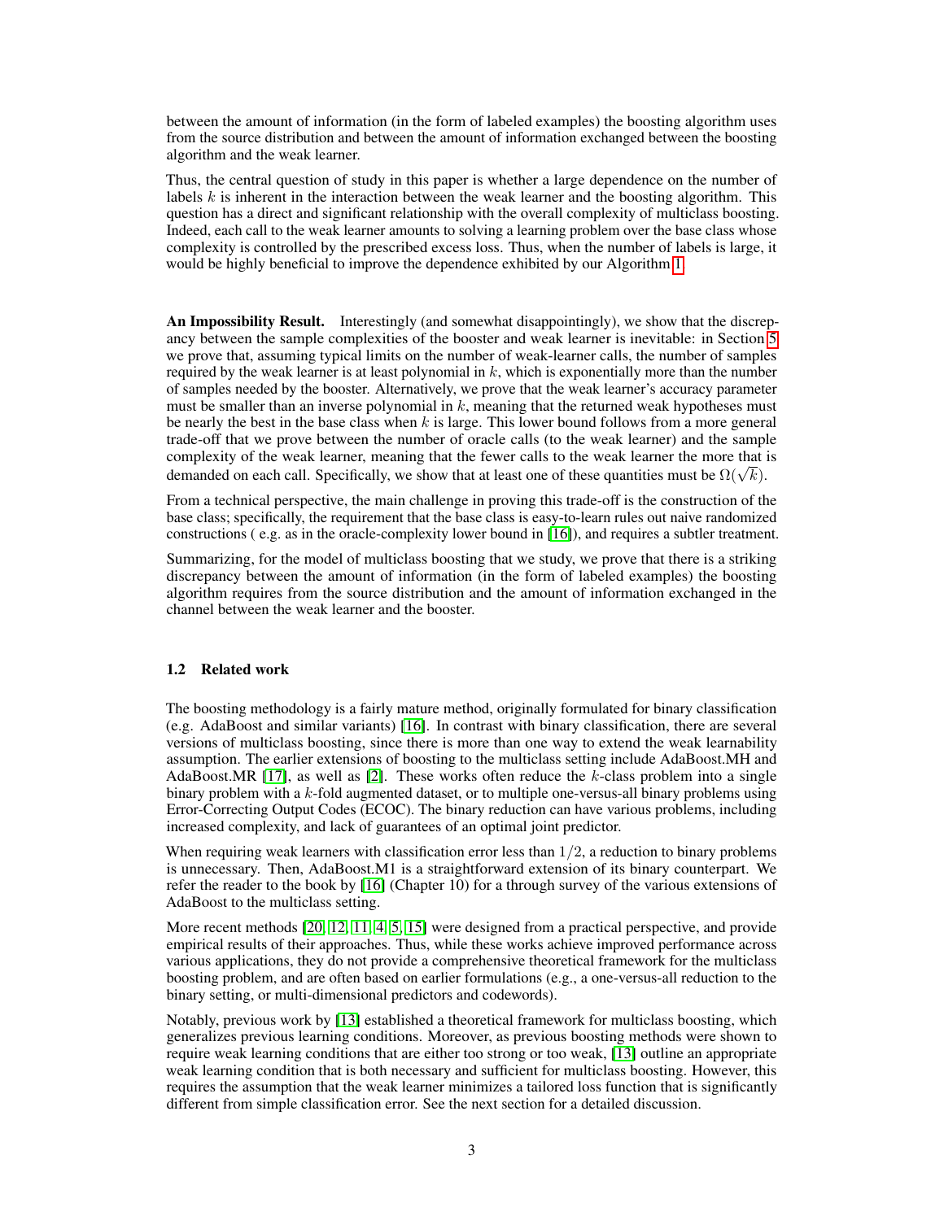between the amount of information (in the form of labeled examples) the boosting algorithm uses from the source distribution and between the amount of information exchanged between the boosting algorithm and the weak learner.

Thus, the central question of study in this paper is whether a large dependence on the number of labels $k$ is inherent in the interaction between the weak learner and the boosting algorithm. This question has a direct and significant relationship with the overall complexity of multiclass boosting. Indeed, each call to the weak learner amounts to solving a learning problem over the base class whose complexity is controlled by the prescribed excess loss. Thus, when the number of labels is large, it would be highly beneficial to improve the dependence exhibited by our Algorithm 1.

**An Impossibility Result.** Interestingly (and somewhat disappointingly), we show that the discrepancy between the sample complexities of the booster and weak learner is inevitable: in Section 5 we prove that, assuming typical limits on the number of weak-learner calls, the number of samples required by the weak learner is at least polynomial in $k$, which is exponentially more than the number of samples needed by the booster. Alternatively, we prove that the weak learner's accuracy parameter must be smaller than an inverse polynomial in $k$, meaning that the returned weak hypotheses must be nearly the best in the base class when $k$ is large. This lower bound follows from a more general trade-off that we prove between the number of oracle calls (to the weak learner) and the sample complexity of the weak learner, meaning that the fewer calls to the weak learner the more that is demanded on each call. Specifically, we show that at least one of these quantities must be $\Omega(\sqrt{k})$.

From a technical perspective, the main challenge in proving this trade-off is the construction of the base class; specifically, the requirement that the base class is easy-to-learn rules out naive randomized constructions ( e.g. as in the oracle-complexity lower bound in [16]), and requires a subtler treatment.

Summarizing, for the model of multiclass boosting that we study, we prove that there is a striking discrepancy between the amount of information (in the form of labeled examples) the boosting algorithm requires from the source distribution and the amount of information exchanged in the channel between the weak learner and the booster.

### 1.2 Related work

The boosting methodology is a fairly mature method, originally formulated for binary classification (e.g. AdaBoost and similar variants) [16]. In contrast with binary classification, there are several versions of multiclass boosting, since there is more than one way to extend the weak learnability assumption. The earlier extensions of boosting to the multiclass setting include AdaBoost.MH and AdaBoost.MR [17], as well as [2]. These works often reduce the $k$-class problem into a single binary problem with a $k$-fold augmented dataset, or to multiple one-versus-all binary problems using Error-Correcting Output Codes (ECOC). The binary reduction can have various problems, including increased complexity, and lack of guarantees of an optimal joint predictor.

When requiring weak learners with classification error less than $1/2$, a reduction to binary problems is unnecessary. Then, AdaBoost.M1 is a straightforward extension of its binary counterpart. We refer the reader to the book by [16] (Chapter 10) for a through survey of the various extensions of AdaBoost to the multiclass setting.

More recent methods [20, 12, 11, 4, 5, 15] were designed from a practical perspective, and provide empirical results of their approaches. Thus, while these works achieve improved performance across various applications, they do not provide a comprehensive theoretical framework for the multiclass boosting problem, and are often based on earlier formulations (e.g., a one-versus-all reduction to the binary setting, or multi-dimensional predictors and codewords).

Notably, previous work by [13] established a theoretical framework for multiclass boosting, which generalizes previous learning conditions. Moreover, as previous boosting methods were shown to require weak learning conditions that are either too strong or too weak, [13] outline an appropriate weak learning condition that is both necessary and sufficient for multiclass boosting. However, this requires the assumption that the weak learner minimizes a tailored loss function that is significantly different from simple classification error. See the next section for a detailed discussion.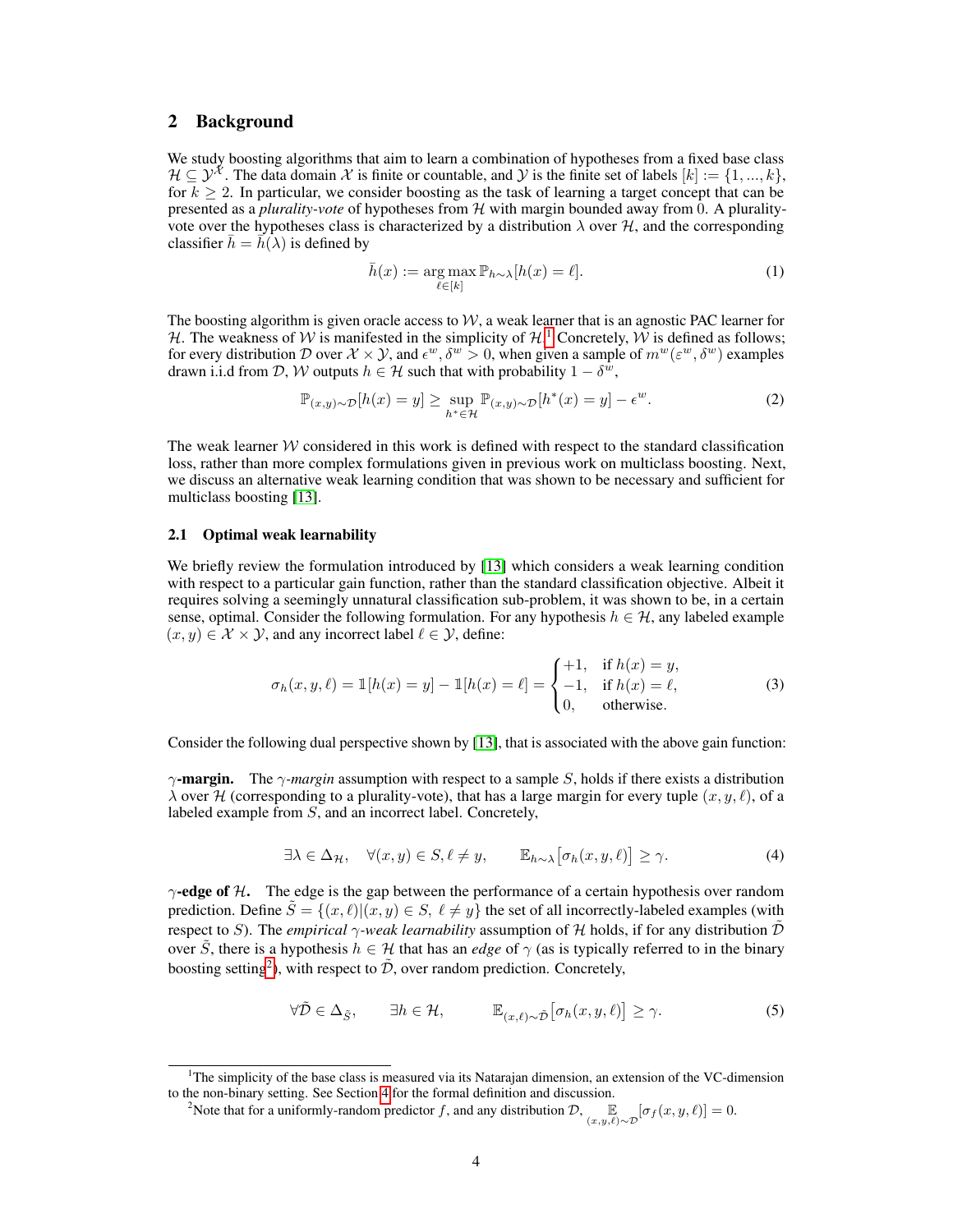## 2 Background

We study boosting algorithms that aim to learn a combination of hypotheses from a fixed base class $\mathcal{H} \subseteq \mathcal{Y}^{\mathcal{X}}$. The data domain $\mathcal{X}$ is finite or countable, and $\mathcal{Y}$ is the finite set of labels $[k] := \{1, ..., k\}$, for $k \geq 2$. In particular, we consider boosting as the task of learning a target concept that can be presented as a *plurality-vote* of hypotheses from $\mathcal{H}$ with margin bounded away from 0. A plurality-vote over the hypotheses class is characterized by a distribution $\lambda$ over $\mathcal{H}$, and the corresponding classifier $\bar{h} = \bar{h}(\lambda)$ is defined by

$$\bar{h}(x) := \arg\max_{\ell \in [k]} \mathbb{P}_{h \sim \lambda}[h(x) = \ell]. \tag{1}$$

The boosting algorithm is given oracle access to $\mathcal{W}$, a weak learner that is an agnostic PAC learner for $\mathcal{H}$. The weakness of $\mathcal{W}$ is manifested in the simplicity of $\mathcal{H}$.[1] Concretely, $\mathcal{W}$ is defined as follows; for every distribution $\mathcal{D}$ over $\mathcal{X} \times \mathcal{Y}$, and $\epsilon^w, \delta^w > 0$, when given a sample of $m^w(\varepsilon^w, \delta^w)$ examples drawn i.i.d from $\mathcal{D}$, $\mathcal{W}$ outputs $h \in \mathcal{H}$ such that with probability $1 - \delta^w$,

$$\mathbb{P}_{(x,y)\sim\mathcal{D}}[h(x) = y] \geq \sup_{h^* \in \mathcal{H}} \mathbb{P}_{(x,y)\sim\mathcal{D}}[h^*(x) = y] - \epsilon^w. \tag{2}$$

The weak learner $\mathcal{W}$ considered in this work is defined with respect to the standard classification loss, rather than more complex formulations given in previous work on multiclass boosting. Next, we discuss an alternative weak learning condition that was shown to be necessary and sufficient for multiclass boosting [13].

### 2.1 Optimal weak learnability

We briefly review the formulation introduced by [13] which considers a weak learning condition with respect to a particular gain function, rather than the standard classification objective. Albeit it requires solving a seemingly unnatural classification sub-problem, it was shown to be, in a certain sense, optimal. Consider the following formulation. For any hypothesis $h \in \mathcal{H}$, any labeled example $(x, y) \in \mathcal{X} \times \mathcal{Y}$, and any incorrect label $\ell \in \mathcal{Y}$, define:

$$\sigma_h(x, y, \ell) = \mathbb{1}[h(x) = y] - \mathbb{1}[h(x) = \ell] = \begin{cases} +1, & \text{if } h(x) = y, \\ -1, & \text{if } h(x) = \ell, \\ 0, & \text{otherwise.} \end{cases} \tag{3}$$

Consider the following dual perspective shown by [13], that is associated with the above gain function:

**$\gamma$-margin.** The *$\gamma$-margin* assumption with respect to a sample $S$, holds if there exists a distribution $\lambda$ over $\mathcal{H}$ (corresponding to a plurality-vote), that has a large margin for every tuple $(x, y, \ell)$, of a labeled example from $S$, and an incorrect label. Concretely,

$$\exists \lambda \in \Delta_{\mathcal{H}}, \quad \forall (x, y) \in S, \ell \neq y, \qquad \mathbb{E}_{h\sim\lambda}\big[\sigma_h(x, y, \ell)\big] \geq \gamma. \tag{4}$$

**$\gamma$-edge of $\mathcal{H}$.** The edge is the gap between the performance of a certain hypothesis over random prediction. Define $\tilde{S} = \{(x, \ell) | (x, y) \in S, \ \ell \neq y\}$ the set of all incorrectly-labeled examples (with respect to $S$). The *empirical $\gamma$-weak learnability* assumption of $\mathcal{H}$ holds, if for any distribution $\tilde{\mathcal{D}}$ over $\tilde{S}$, there is a hypothesis $h \in \mathcal{H}$ that has an *edge* of $\gamma$ (as is typically referred to in the binary boosting setting[2]), with respect to $\tilde{\mathcal{D}}$, over random prediction. Concretely,

$$\forall \tilde{\mathcal{D}} \in \Delta_{\tilde{S}}, \qquad \exists h \in \mathcal{H}, \qquad \mathbb{E}_{(x,\ell)\sim\tilde{\mathcal{D}}}\big[\sigma_h(x, y, \ell)\big] \geq \gamma. \tag{5}$$

---

[1] The simplicity of the base class is measured via its Natarajan dimension, an extension of the VC-dimension to the non-binary setting. See Section 4 for the formal definition and discussion.

[2] Note that for a uniformly-random predictor $f$, and any distribution $\mathcal{D}$, $\mathbb{E}_{(x,y,\ell)\sim\mathcal{D}}[\sigma_f(x, y, \ell)] = 0$.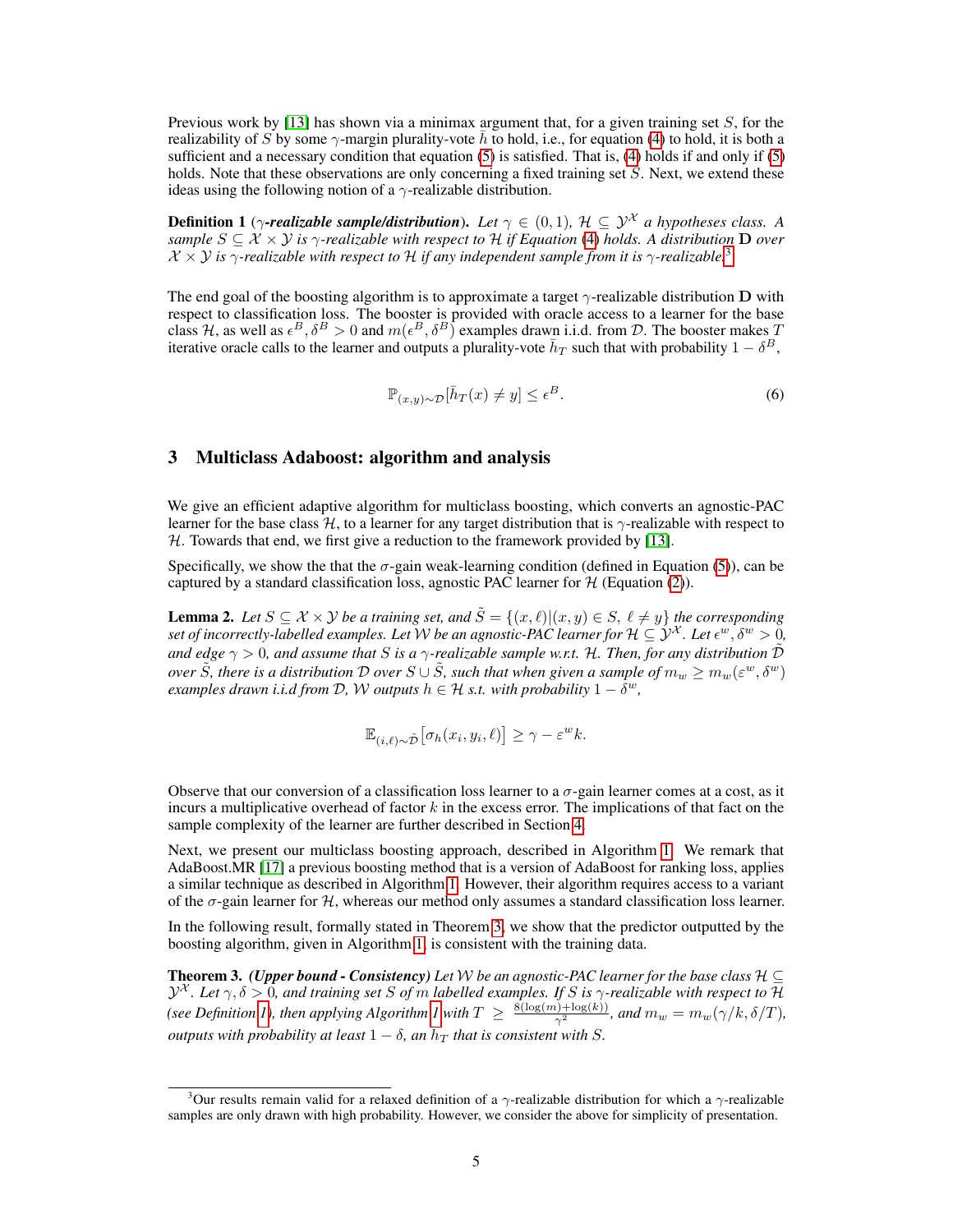Previous work by [13] has shown via a minimax argument that, for a given training set $S$, for the realizability of $S$ by some $\gamma$-margin plurality-vote $\bar{h}$ to hold, i.e., for equation (4) to hold, it is both a sufficient and a necessary condition that equation (5) is satisfied. That is, (4) holds if and only if (5) holds. Note that these observations are only concerning a fixed training set $S$. Next, we extend these ideas using the following notion of a $\gamma$-realizable distribution.

**Definition 1** (***$\gamma$-realizable sample/distribution***). *Let $\gamma \in (0, 1)$, $\mathcal{H} \subseteq \mathcal{Y}^{\mathcal{X}}$ a hypotheses class. A sample $S \subseteq \mathcal{X} \times \mathcal{Y}$ is $\gamma$-realizable with respect to $\mathcal{H}$ if Equation (4) holds. A distribution $\mathbf{D}$ over $\mathcal{X} \times \mathcal{Y}$ is $\gamma$-realizable with respect to $\mathcal{H}$ if any independent sample from it is $\gamma$-realizable.*[3]

The end goal of the boosting algorithm is to approximate a target $\gamma$-realizable distribution $\mathbf{D}$ with respect to classification loss. The booster is provided with oracle access to a learner for the base class $\mathcal{H}$, as well as $\epsilon^B, \delta^B > 0$ and $m(\epsilon^B, \delta^B)$ examples drawn i.i.d. from $\mathcal{D}$. The booster makes $T$ iterative oracle calls to the learner and outputs a plurality-vote $\bar{h}_T$ such that with probability $1 - \delta^B$,

$$\mathbb{P}_{(x,y)\sim\mathcal{D}}[\bar{h}_T(x) \neq y] \leq \epsilon^B. \tag{6}$$

## 3 Multiclass Adaboost: algorithm and analysis

We give an efficient adaptive algorithm for multiclass boosting, which converts an agnostic-PAC learner for the base class $\mathcal{H}$, to a learner for any target distribution that is $\gamma$-realizable with respect to $\mathcal{H}$. Towards that end, we first give a reduction to the framework provided by [13].

Specifically, we show the that the $\sigma$-gain weak-learning condition (defined in Equation (5)), can be captured by a standard classification loss, agnostic PAC learner for $\mathcal{H}$ (Equation (2)).

**Lemma 2.** *Let $S \subseteq \mathcal{X} \times \mathcal{Y}$ be a training set, and $\tilde{S} = \{(x, \ell)|(x, y) \in S,\ \ell \neq y\}$ the corresponding set of incorrectly-labelled examples. Let $\mathcal{W}$ be an agnostic-PAC learner for $\mathcal{H} \subseteq \mathcal{Y}^{\mathcal{X}}$. Let $\epsilon^w, \delta^w > 0$, and edge $\gamma > 0$, and assume that $S$ is a $\gamma$-realizable sample w.r.t. $\mathcal{H}$. Then, for any distribution $\tilde{\mathcal{D}}$ over $\tilde{S}$, there is a distribution $\mathcal{D}$ over $S \cup \tilde{S}$, such that when given a sample of $m_w \geq m_w(\varepsilon^w, \delta^w)$ examples drawn i.i.d from $\mathcal{D}$, $\mathcal{W}$ outputs $h \in \mathcal{H}$ s.t. with probability $1 - \delta^w$,*

$$\mathbb{E}_{(i,\ell)\sim\tilde{\mathcal{D}}}\big[\sigma_h(x_i, y_i, \ell)\big] \geq \gamma - \varepsilon^w k.$$

Observe that our conversion of a classification loss learner to a $\sigma$-gain learner comes at a cost, as it incurs a multiplicative overhead of factor $k$ in the excess error. The implications of that fact on the sample complexity of the learner are further described in Section 4.

Next, we present our multiclass boosting approach, described in Algorithm 1. We remark that AdaBoost.MR [17] a previous boosting method that is a version of AdaBoost for ranking loss, applies a similar technique as described in Algorithm 1. However, their algorithm requires access to a variant of the $\sigma$-gain learner for $\mathcal{H}$, whereas our method only assumes a standard classification loss learner.

In the following result, formally stated in Theorem 3, we show that the predictor outputted by the boosting algorithm, given in Algorithm 1, is consistent with the training data.

**Theorem 3.** ***(Upper bound - Consistency)*** *Let $\mathcal{W}$ be an agnostic-PAC learner for the base class $\mathcal{H} \subseteq \mathcal{Y}^{\mathcal{X}}$. Let $\gamma, \delta > 0$, and training set $S$ of $m$ labelled examples. If $S$ is $\gamma$-realizable with respect to $\mathcal{H}$ (see Definition 1), then applying Algorithm 1 with $T \geq \frac{8(\log(m)+\log(k))}{\gamma^2}$, and $m_w = m_w(\gamma/k, \delta/T)$, outputs with probability at least $1 - \delta$, an $\bar{h}_T$ that is consistent with $S$.*

[3] Our results remain valid for a relaxed definition of a $\gamma$-realizable distribution for which a $\gamma$-realizable samples are only drawn with high probability. However, we consider the above for simplicity of presentation.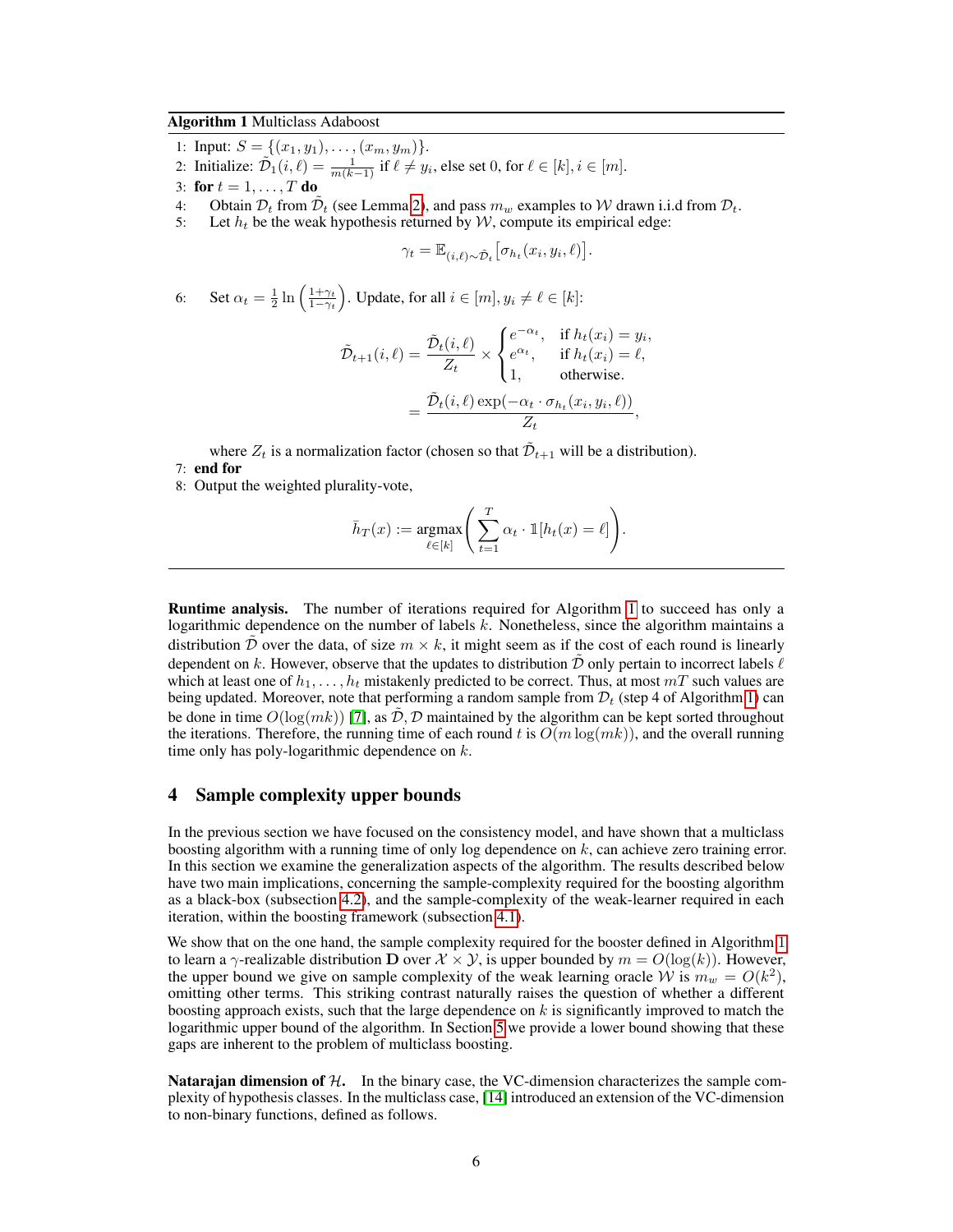**Algorithm 1** Multiclass Adaboost

1: Input: $S = \{(x_1, y_1), \ldots, (x_m, y_m)\}$.

2: Initialize: $\tilde{\mathcal{D}}_1(i, \ell) = \frac{1}{m(k-1)}$ if $\ell \neq y_i$, else set 0, for $\ell \in [k], i \in [m]$.

3: **for** $t = 1, \ldots, T$ **do**

4: Obtain $\mathcal{D}_t$ from $\tilde{\mathcal{D}}_t$ (see Lemma 2), and pass $m_w$ examples to $\mathcal{W}$ drawn i.i.d from $\mathcal{D}_t$.

5: Let $h_t$ be the weak hypothesis returned by $\mathcal{W}$, compute its empirical edge:

$$\gamma_t = \mathbb{E}_{(i,\ell)\sim\tilde{\mathcal{D}}_t}\big[\sigma_{h_t}(x_i, y_i, \ell)\big].$$

6: Set $\alpha_t = \frac{1}{2}\ln\left(\frac{1+\gamma_t}{1-\gamma_t}\right)$. Update, for all $i \in [m], y_i \neq \ell \in [k]$:

$$\tilde{\mathcal{D}}_{t+1}(i,\ell) = \frac{\tilde{\mathcal{D}}_t(i,\ell)}{Z_t} \times \begin{cases} e^{-\alpha_t}, & \text{if } h_t(x_i) = y_i, \\ e^{\alpha_t}, & \text{if } h_t(x_i) = \ell, \\ 1, & \text{otherwise.} \end{cases}$$
$$= \frac{\tilde{\mathcal{D}}_t(i,\ell)\exp(-\alpha_t \cdot \sigma_{h_t}(x_i, y_i, \ell))}{Z_t},$$

where $Z_t$ is a normalization factor (chosen so that $\tilde{\mathcal{D}}_{t+1}$ will be a distribution).

7: **end for**

8: Output the weighted plurality-vote,

$$\bar{h}_T(x) := \underset{\ell\in[k]}{\operatorname{argmax}}\left(\sum_{t=1}^{T} \alpha_t \cdot \mathbb{1}[h_t(x) = \ell]\right).$$

**Runtime analysis.** The number of iterations required for Algorithm 1 to succeed has only a logarithmic dependence on the number of labels $k$. Nonetheless, since the algorithm maintains a distribution $\tilde{\mathcal{D}}$ over the data, of size $m \times k$, it might seem as if the cost of each round is linearly dependent on $k$. However, observe that the updates to distribution $\tilde{\mathcal{D}}$ only pertain to incorrect labels $\ell$ which at least one of $h_1, \ldots, h_t$ mistakenly predicted to be correct. Thus, at most $mT$ such values are being updated. Moreover, note that performing a random sample from $\mathcal{D}_t$ (step 4 of Algorithm 1) can be done in time $O(\log(mk))$ [7], as $\tilde{\mathcal{D}}, \mathcal{D}$ maintained by the algorithm can be kept sorted throughout the iterations. Therefore, the running time of each round $t$ is $O(m\log(mk))$, and the overall running time only has poly-logarithmic dependence on $k$.

## 4 Sample complexity upper bounds

In the previous section we have focused on the consistency model, and have shown that a multiclass boosting algorithm with a running time of only log dependence on $k$, can achieve zero training error. In this section we examine the generalization aspects of the algorithm. The results described below have two main implications, concerning the sample-complexity required for the boosting algorithm as a black-box (subsection 4.2), and the sample-complexity of the weak-learner required in each iteration, within the boosting framework (subsection 4.1).

We show that on the one hand, the sample complexity required for the booster defined in Algorithm 1 to learn a $\gamma$-realizable distribution $\mathbf{D}$ over $\mathcal{X} \times \mathcal{Y}$, is upper bounded by $m = O(\log(k))$. However, the upper bound we give on sample complexity of the weak learning oracle $\mathcal{W}$ is $m_w = O(k^2)$, omitting other terms. This striking contrast naturally raises the question of whether a different boosting approach exists, such that the large dependence on $k$ is significantly improved to match the logarithmic upper bound of the algorithm. In Section 5 we provide a lower bound showing that these gaps are inherent to the problem of multiclass boosting.

**Natarajan dimension of $\mathcal{H}$.** In the binary case, the VC-dimension characterizes the sample complexity of hypothesis classes. In the multiclass case, [14] introduced an extension of the VC-dimension to non-binary functions, defined as follows.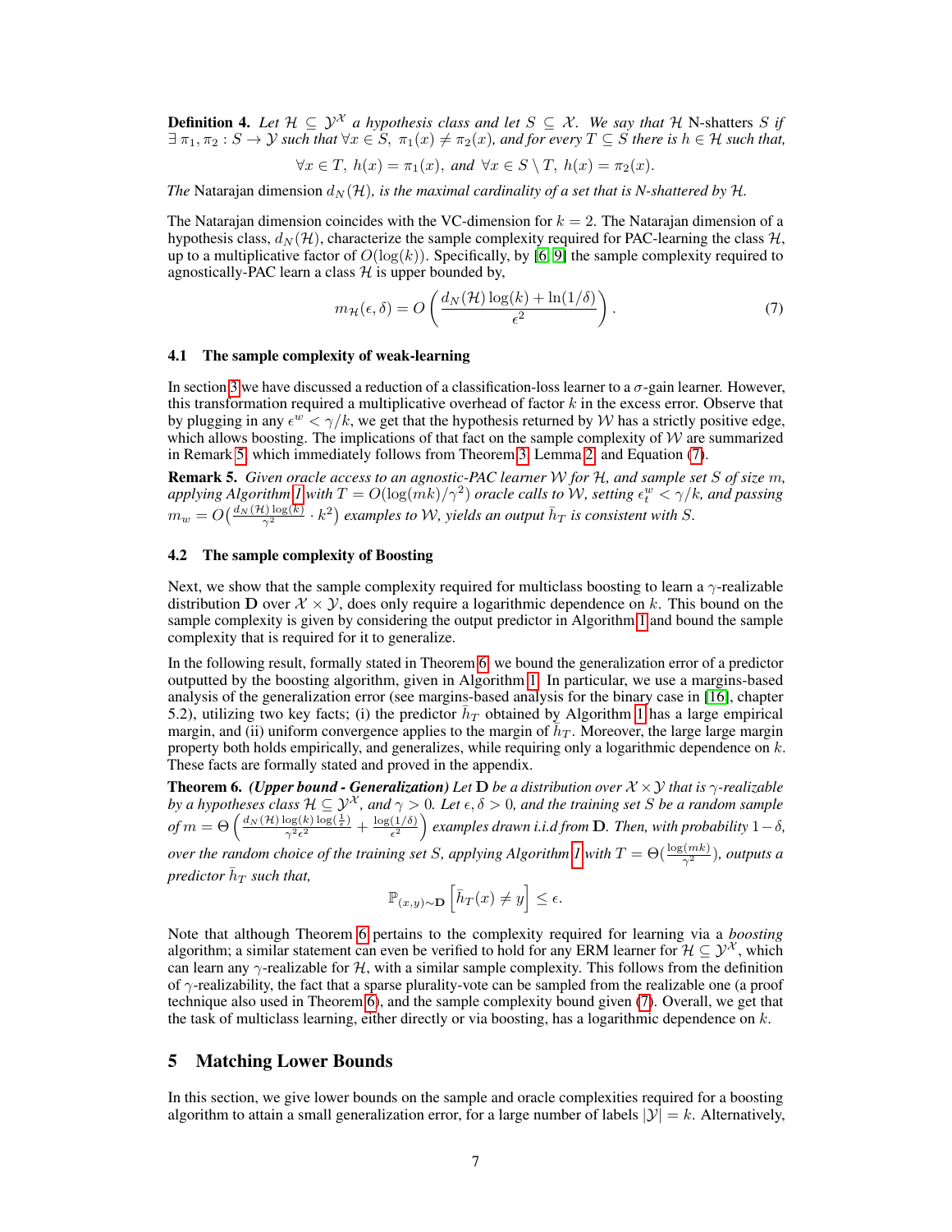**Definition 4.** *Let $\mathcal{H} \subseteq \mathcal{Y}^{\mathcal{X}}$ a hypothesis class and let $S \subseteq \mathcal{X}$. We say that $\mathcal{H}$* N-shatters *$S$ if $\exists\, \pi_1, \pi_2 : S \to \mathcal{Y}$ such that $\forall x \in S,\ \pi_1(x) \neq \pi_2(x)$, and for every $T \subseteq S$ there is $h \in \mathcal{H}$ such that,*

$$\forall x \in T,\ h(x) = \pi_1(x), \ \ and \ \ \forall x \in S \setminus T,\ h(x) = \pi_2(x).$$

*The* Natarajan dimension *$d_N(\mathcal{H})$, is the maximal cardinality of a set that is N-shattered by $\mathcal{H}$.*

The Natarajan dimension coincides with the VC-dimension for $k = 2$. The Natarajan dimension of a hypothesis class, $d_N(\mathcal{H})$, characterize the sample complexity required for PAC-learning the class $\mathcal{H}$, up to a multiplicative factor of $O(\log(k))$. Specifically, by [6, 9] the sample complexity required to agnostically-PAC learn a class $\mathcal{H}$ is upper bounded by,

$$m_{\mathcal{H}}(\epsilon, \delta) = O\left(\frac{d_N(\mathcal{H})\log(k) + \ln(1/\delta)}{\epsilon^2}\right). \tag{7}$$

### 4.1 The sample complexity of weak-learning

In section 3 we have discussed a reduction of a classification-loss learner to a $\sigma$-gain learner. However, this transformation required a multiplicative overhead of factor $k$ in the excess error. Observe that by plugging in any $\epsilon^w < \gamma/k$, we get that the hypothesis returned by $\mathcal{W}$ has a strictly positive edge, which allows boosting. The implications of that fact on the sample complexity of $\mathcal{W}$ are summarized in Remark 5, which immediately follows from Theorem 3, Lemma 2, and Equation (7).

**Remark 5.** *Given oracle access to an agnostic-PAC learner $\mathcal{W}$ for $\mathcal{H}$, and sample set $S$ of size $m$, applying Algorithm 1 with $T = O(\log(mk)/\gamma^2)$ oracle calls to $\mathcal{W}$, setting $\epsilon^w_t < \gamma/k$, and passing $m_w = O\big(\frac{d_N(\mathcal{H})\log(k)}{\gamma^2} \cdot k^2\big)$ examples to $\mathcal{W}$, yields an output $\bar{h}_T$ is consistent with $S$.*

### 4.2 The sample complexity of Boosting

Next, we show that the sample complexity required for multiclass boosting to learn a $\gamma$-realizable distribution $\mathbf{D}$ over $\mathcal{X} \times \mathcal{Y}$, does only require a logarithmic dependence on $k$. This bound on the sample complexity is given by considering the output predictor in Algorithm 1 and bound the sample complexity that is required for it to generalize.

In the following result, formally stated in Theorem 6, we bound the generalization error of a predictor outputted by the boosting algorithm, given in Algorithm 1. In particular, we use a margins-based analysis of the generalization error (see margins-based analysis for the binary case in [16], chapter 5.2), utilizing two key facts; (i) the predictor $\bar{h}_T$ obtained by Algorithm 1 has a large empirical margin, and (ii) uniform convergence applies to the margin of $\bar{h}_T$. Moreover, the large large margin property both holds empirically, and generalizes, while requiring only a logarithmic dependence on $k$. These facts are formally stated and proved in the appendix.

**Theorem 6.** ***(Upper bound - Generalization)*** *Let $\mathbf{D}$ be a distribution over $\mathcal{X} \times \mathcal{Y}$ that is $\gamma$-realizable by a hypotheses class $\mathcal{H} \subseteq \mathcal{Y}^{\mathcal{X}}$, and $\gamma > 0$. Let $\epsilon, \delta > 0$, and the training set $S$ be a random sample of $m = \Theta\left(\frac{d_N(\mathcal{H})\log(k)\log(\frac{1}{\epsilon})}{\gamma^2\epsilon^2} + \frac{\log(1/\delta)}{\epsilon^2}\right)$ examples drawn i.i.d from $\mathbf{D}$. Then, with probability $1-\delta$, over the random choice of the training set $S$, applying Algorithm 1 with $T = \Theta(\frac{\log(mk)}{\gamma^2})$, outputs a predictor $\bar{h}_T$ such that,*

$$\mathbb{P}_{(x,y)\sim\mathbf{D}}\left[\bar{h}_T(x) \neq y\right] \leq \epsilon.$$

Note that although Theorem 6 pertains to the complexity required for learning via a *boosting* algorithm; a similar statement can even be verified to hold for any ERM learner for $\mathcal{H} \subseteq \mathcal{Y}^{\mathcal{X}}$, which can learn any $\gamma$-realizable for $\mathcal{H}$, with a similar sample complexity. This follows from the definition of $\gamma$-realizability, the fact that a sparse plurality-vote can be sampled from the realizable one (a proof technique also used in Theorem 6), and the sample complexity bound given (7). Overall, we get that the task of multiclass learning, either directly or via boosting, has a logarithmic dependence on $k$.

## 5 Matching Lower Bounds

In this section, we give lower bounds on the sample and oracle complexities required for a boosting algorithm to attain a small generalization error, for a large number of labels $|\mathcal{Y}| = k$. Alternatively,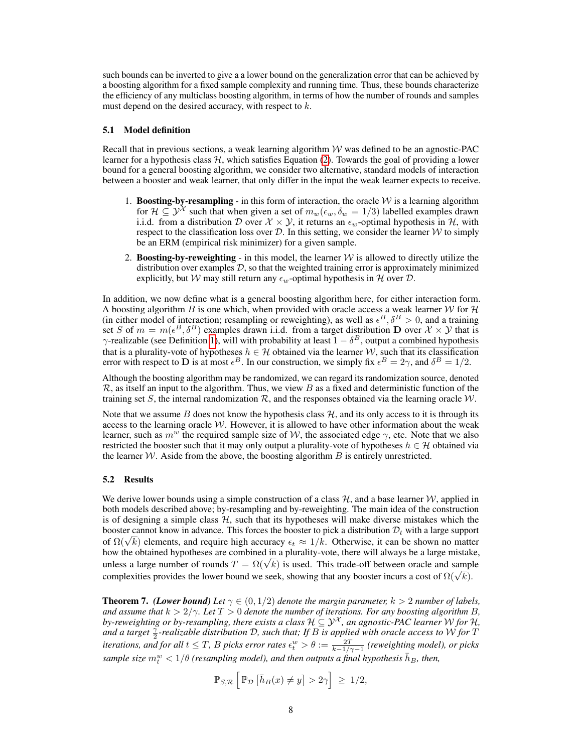such bounds can be inverted to give a a lower bound on the generalization error that can be achieved by a boosting algorithm for a fixed sample complexity and running time. Thus, these bounds characterize the efficiency of any multiclass boosting algorithm, in terms of how the number of rounds and samples must depend on the desired accuracy, with respect to $k$.

### 5.1 Model definition

Recall that in previous sections, a weak learning algorithm $\mathcal{W}$ was defined to be an agnostic-PAC learner for a hypothesis class $\mathcal{H}$, which satisfies Equation (2). Towards the goal of providing a lower bound for a general boosting algorithm, we consider two alternative, standard models of interaction between a booster and weak learner, that only differ in the input the weak learner expects to receive.

1. **Boosting-by-resampling** - in this form of interaction, the oracle $\mathcal{W}$ is a learning algorithm for $\mathcal{H} \subseteq \mathcal{Y}^{\mathcal{X}}$ such that when given a set of $m_w(\epsilon_w, \delta_w = 1/3)$ labelled examples drawn i.i.d. from a distribution $\mathcal{D}$ over $\mathcal{X} \times \mathcal{Y}$, it returns an $\epsilon_w$-optimal hypothesis in $\mathcal{H}$, with respect to the classification loss over $\mathcal{D}$. In this setting, we consider the learner $\mathcal{W}$ to simply be an ERM (empirical risk minimizer) for a given sample.
2. **Boosting-by-reweighting** - in this model, the learner $\mathcal{W}$ is allowed to directly utilize the distribution over examples $\mathcal{D}$, so that the weighted training error is approximately minimized explicitly, but $\mathcal{W}$ may still return any $\epsilon_w$-optimal hypothesis in $\mathcal{H}$ over $\mathcal{D}$.

In addition, we now define what is a general boosting algorithm here, for either interaction form. A boosting algorithm $B$ is one which, when provided with oracle access a weak learner $\mathcal{W}$ for $\mathcal{H}$ (in either model of interaction; resampling or reweighting), as well as $\epsilon^B, \delta^B > 0$, and a training set $S$ of $m = m(\epsilon^B, \delta^B)$ examples drawn i.i.d. from a target distribution $\mathbf{D}$ over $\mathcal{X} \times \mathcal{Y}$ that is $\gamma$-realizable (see Definition 1), will with probability at least $1 - \delta^B$, output a combined hypothesis that is a plurality-vote of hypotheses $h \in \mathcal{H}$ obtained via the learner $\mathcal{W}$, such that its classification error with respect to $\mathbf{D}$ is at most $\epsilon^B$. In our construction, we simply fix $\epsilon^B = 2\gamma$, and $\delta^B = 1/2$.

Although the boosting algorithm may be randomized, we can regard its randomization source, denoted $\mathcal{R}$, as itself an input to the algorithm. Thus, we view $B$ as a fixed and deterministic function of the training set $S$, the internal randomization $\mathcal{R}$, and the responses obtained via the learning oracle $\mathcal{W}$.

Note that we assume $B$ does not know the hypothesis class $\mathcal{H}$, and its only access to it is through its access to the learning oracle $\mathcal{W}$. However, it is allowed to have other information about the weak learner, such as $m^w$ the required sample size of $\mathcal{W}$, the associated edge $\gamma$, etc. Note that we also restricted the booster such that it may only output a plurality-vote of hypotheses $h \in \mathcal{H}$ obtained via the learner $\mathcal{W}$. Aside from the above, the boosting algorithm $B$ is entirely unrestricted.

### 5.2 Results

We derive lower bounds using a simple construction of a class $\mathcal{H}$, and a base learner $\mathcal{W}$, applied in both models described above; by-resampling and by-reweighting. The main idea of the construction is of designing a simple class $\mathcal{H}$, such that its hypotheses will make diverse mistakes which the booster cannot know in advance. This forces the booster to pick a distribution $\mathcal{D}_t$ with a large support of $\Omega(\sqrt{k})$ elements, and require high accuracy $\epsilon_t \approx 1/k$. Otherwise, it can be shown no matter how the obtained hypotheses are combined in a plurality-vote, there will always be a large mistake, unless a large number of rounds $T = \Omega(\sqrt{k})$ is used. This trade-off between oracle and sample complexities provides the lower bound we seek, showing that any booster incurs a cost of $\Omega(\sqrt{k})$.

**Theorem 7.** ***(Lower bound)*** *Let $\gamma \in (0, 1/2)$ denote the margin parameter, $k > 2$ number of labels, and assume that $k > 2/\gamma$. Let $T > 0$ denote the number of iterations. For any boosting algorithm $B$, by-reweighting or by-resampling, there exists a class $\mathcal{H} \subseteq \mathcal{Y}^{\mathcal{X}}$, an agnostic-PAC learner $\mathcal{W}$ for $\mathcal{H}$, and a target $\frac{\gamma}{2}$-realizable distribution $\mathcal{D}$, such that; If $B$ is applied with oracle access to $\mathcal{W}$ for $T$ iterations, and for all $t \leq T$, $B$ picks error rates $\epsilon_t^w > \theta := \frac{2T}{k - 1/\gamma - 1}$ (reweighting model), or picks sample size $m_t^w < 1/\theta$ (resampling model), and then outputs a final hypothesis $\bar{h}_B$, then,*

$$\mathbb{P}_{S,\mathcal{R}}\left[\mathbb{P}_{\mathcal{D}}\left[\bar{h}_B(x) \neq y\right] > 2\gamma\right] \geq 1/2,$$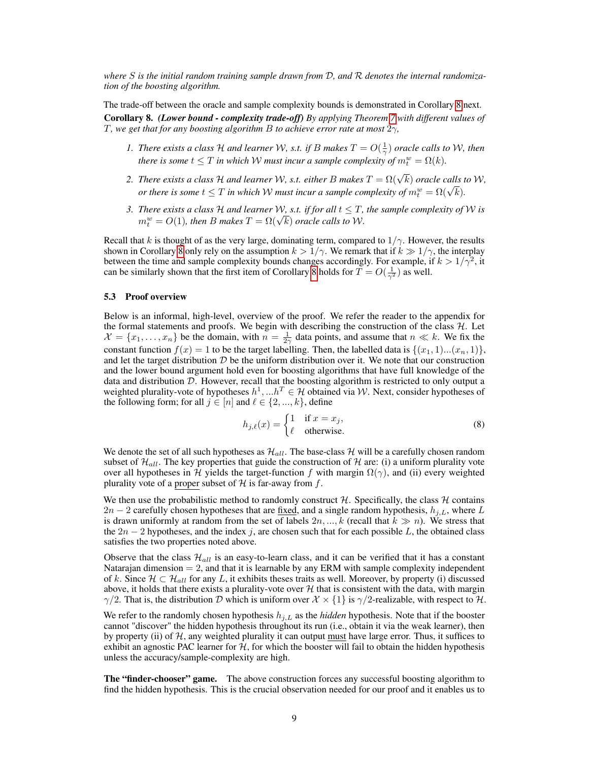*where $S$ is the initial random training sample drawn from $\mathcal{D}$, and $\mathcal{R}$ denotes the internal randomization of the boosting algorithm.*

The trade-off between the oracle and sample complexity bounds is demonstrated in Corollary 8 next.

**Corollary 8.** ***(Lower bound - complexity trade-off)*** *By applying Theorem 7 with different values of $T$, we get that for any boosting algorithm $B$ to achieve error rate at most $2\gamma$,*

1. *There exists a class $\mathcal{H}$ and learner $\mathcal{W}$, s.t. if $B$ makes $T = O(\frac{1}{\gamma})$ oracle calls to $\mathcal{W}$, then there is some $t \leq T$ in which $\mathcal{W}$ must incur a sample complexity of $m^w_t = \Omega(k)$.*
2. *There exists a class $\mathcal{H}$ and learner $\mathcal{W}$, s.t. either $B$ makes $T = \Omega(\sqrt{k})$ oracle calls to $\mathcal{W}$, or there is some $t \leq T$ in which $\mathcal{W}$ must incur a sample complexity of $m^w_t = \Omega(\sqrt{k})$.*
3. *There exists a class $\mathcal{H}$ and learner $\mathcal{W}$, s.t. if for all $t \leq T$, the sample complexity of $\mathcal{W}$ is $m^w_t = O(1)$, then $B$ makes $T = \Omega(\sqrt{k})$ oracle calls to $\mathcal{W}$.*

Recall that $k$ is thought of as the very large, dominating term, compared to $1/\gamma$. However, the results shown in Corollary 8 only rely on the assumption $k > 1/\gamma$. We remark that if $k \gg 1/\gamma$, the interplay between the time and sample complexity bounds changes accordingly. For example, if $k > 1/\gamma^2$, it can be similarly shown that the first item of Corollary 8 holds for $T = O(\frac{1}{\gamma^2})$ as well.

### 5.3 Proof overview

Below is an informal, high-level, overview of the proof. We refer the reader to the appendix for the formal statements and proofs. We begin with describing the construction of the class $\mathcal{H}$. Let $\mathcal{X} = \{x_1, \ldots, x_n\}$ be the domain, with $n = \frac{1}{2\gamma}$ data points, and assume that $n \ll k$. We fix the constant function $f(x) = 1$ to be the target labelling. Then, the labelled data is $\{(x_1, 1) ... (x_n, 1)\}$, and let the target distribution $\mathcal{D}$ be the uniform distribution over it. We note that our construction and the lower bound argument hold even for boosting algorithms that have full knowledge of the data and distribution $\mathcal{D}$. However, recall that the boosting algorithm is restricted to only output a weighted plurality-vote of hypotheses $h^1, ... h^T \in \mathcal{H}$ obtained via $\mathcal{W}$. Next, consider hypotheses of the following form; for all $j \in [n]$ and $\ell \in \{2, ..., k\}$, define

$$
h_{j,\ell}(x) = \begin{cases} 1 & \text{if } x = x_j, \\ \ell & \text{otherwise.} \end{cases} \tag{8}
$$

We denote the set of all such hypotheses as $\mathcal{H}_{all}$. The base-class $\mathcal{H}$ will be a carefully chosen random subset of $\mathcal{H}_{all}$. The key properties that guide the construction of $\mathcal{H}$ are: (i) a uniform plurality vote over all hypotheses in $\mathcal{H}$ yields the target-function $f$ with margin $\Omega(\gamma)$, and (ii) every weighted plurality vote of a <u>proper</u> subset of $\mathcal{H}$ is far-away from $f$.

We then use the probabilistic method to randomly construct $\mathcal{H}$. Specifically, the class $\mathcal{H}$ contains $2n - 2$ carefully chosen hypotheses that are <u>fixed</u>, and a single random hypothesis, $h_{j,L}$, where $L$ is drawn uniformly at random from the set of labels $2n, ..., k$ (recall that $k \gg n$). We stress that the $2n - 2$ hypotheses, and the index $j$, are chosen such that for each possible $L$, the obtained class satisfies the two properties noted above.

Observe that the class $\mathcal{H}_{all}$ is an easy-to-learn class, and it can be verified that it has a constant Natarajan dimension $= 2$, and that it is learnable by any ERM with sample complexity independent of $k$. Since $\mathcal{H} \subset \mathcal{H}_{all}$ for any $L$, it exhibits theses traits as well. Moreover, by property (i) discussed above, it holds that there exists a plurality-vote over $\mathcal{H}$ that is consistent with the data, with margin $\gamma/2$. That is, the distribution $\mathcal{D}$ which is uniform over $\mathcal{X} \times \{1\}$ is $\gamma/2$-realizable, with respect to $\mathcal{H}$.

We refer to the randomly chosen hypothesis $h_{j,L}$ as the *hidden* hypothesis. Note that if the booster cannot "discover" the hidden hypothesis throughout its run (i.e., obtain it via the weak learner), then by property (ii) of $\mathcal{H}$, any weighted plurality it can output <u>must</u> have large error. Thus, it suffices to exhibit an agnostic PAC learner for $\mathcal{H}$, for which the booster will fail to obtain the hidden hypothesis unless the accuracy/sample-complexity are high.

**The "finder-chooser" game.** The above construction forces any successful boosting algorithm to find the hidden hypothesis. This is the crucial observation needed for our proof and it enables us to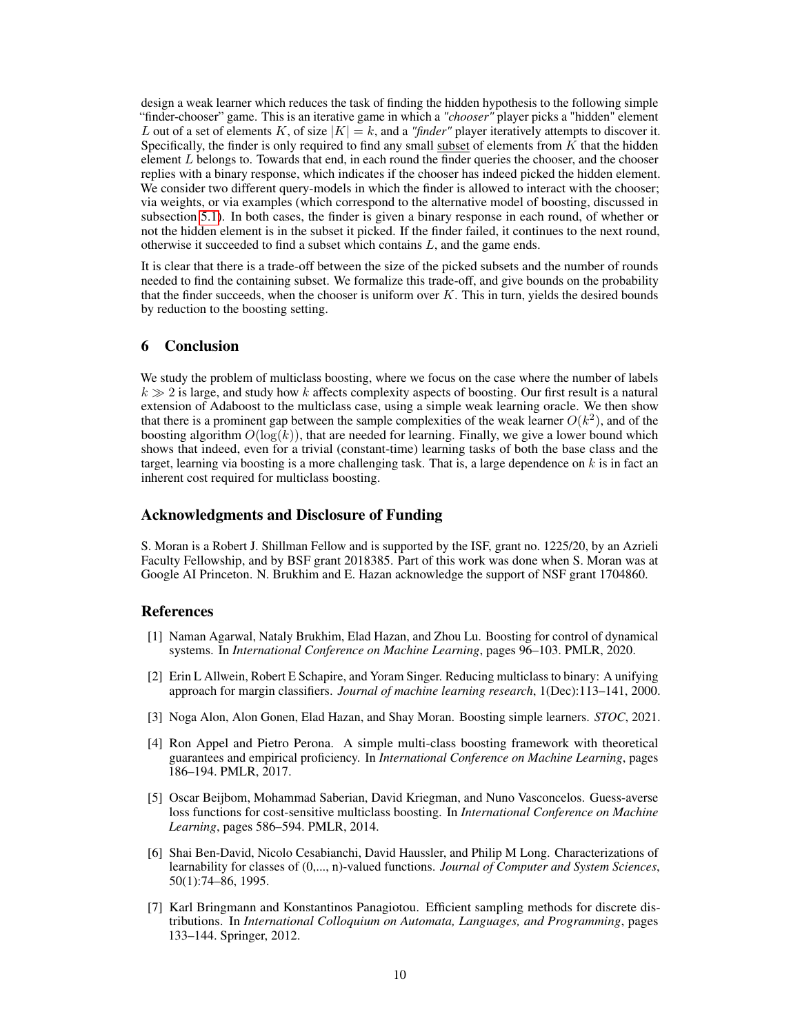design a weak learner which reduces the task of finding the hidden hypothesis to the following simple "finder-chooser" game. This is an iterative game in which a *"chooser"* player picks a "hidden" element $L$ out of a set of elements $K$, of size $|K| = k$, and a *"finder"* player iteratively attempts to discover it. Specifically, the finder is only required to find any small subset of elements from $K$ that the hidden element $L$ belongs to. Towards that end, in each round the finder queries the chooser, and the chooser replies with a binary response, which indicates if the chooser has indeed picked the hidden element. We consider two different query-models in which the finder is allowed to interact with the chooser; via weights, or via examples (which correspond to the alternative model of boosting, discussed in subsection 5.1). In both cases, the finder is given a binary response in each round, of whether or not the hidden element is in the subset it picked. If the finder failed, it continues to the next round, otherwise it succeeded to find a subset which contains $L$, and the game ends.

It is clear that there is a trade-off between the size of the picked subsets and the number of rounds needed to find the containing subset. We formalize this trade-off, and give bounds on the probability that the finder succeeds, when the chooser is uniform over $K$. This in turn, yields the desired bounds by reduction to the boosting setting.

# 6 Conclusion

We study the problem of multiclass boosting, where we focus on the case where the number of labels $k \gg 2$ is large, and study how $k$ affects complexity aspects of boosting. Our first result is a natural extension of Adaboost to the multiclass case, using a simple weak learning oracle. We then show that there is a prominent gap between the sample complexities of the weak learner $O(k^2)$, and of the boosting algorithm $O(\log(k))$, that are needed for learning. Finally, we give a lower bound which shows that indeed, even for a trivial (constant-time) learning tasks of both the base class and the target, learning via boosting is a more challenging task. That is, a large dependence on $k$ is in fact an inherent cost required for multiclass boosting.

## Acknowledgments and Disclosure of Funding

S. Moran is a Robert J. Shillman Fellow and is supported by the ISF, grant no. 1225/20, by an Azrieli Faculty Fellowship, and by BSF grant 2018385. Part of this work was done when S. Moran was at Google AI Princeton. N. Brukhim and E. Hazan acknowledge the support of NSF grant 1704860.

## References

[1] Naman Agarwal, Nataly Brukhim, Elad Hazan, and Zhou Lu. Boosting for control of dynamical systems. In *International Conference on Machine Learning*, pages 96–103. PMLR, 2020.

[2] Erin L Allwein, Robert E Schapire, and Yoram Singer. Reducing multiclass to binary: A unifying approach for margin classifiers. *Journal of machine learning research*, 1(Dec):113–141, 2000.

[3] Noga Alon, Alon Gonen, Elad Hazan, and Shay Moran. Boosting simple learners. *STOC*, 2021.

[4] Ron Appel and Pietro Perona. A simple multi-class boosting framework with theoretical guarantees and empirical proficiency. In *International Conference on Machine Learning*, pages 186–194. PMLR, 2017.

[5] Oscar Beijbom, Mohammad Saberian, David Kriegman, and Nuno Vasconcelos. Guess-averse loss functions for cost-sensitive multiclass boosting. In *International Conference on Machine Learning*, pages 586–594. PMLR, 2014.

[6] Shai Ben-David, Nicolo Cesabianchi, David Haussler, and Philip M Long. Characterizations of learnability for classes of (0,..., n)-valued functions. *Journal of Computer and System Sciences*, 50(1):74–86, 1995.

[7] Karl Bringmann and Konstantinos Panagiotou. Efficient sampling methods for discrete distributions. In *International Colloquium on Automata, Languages, and Programming*, pages 133–144. Springer, 2012.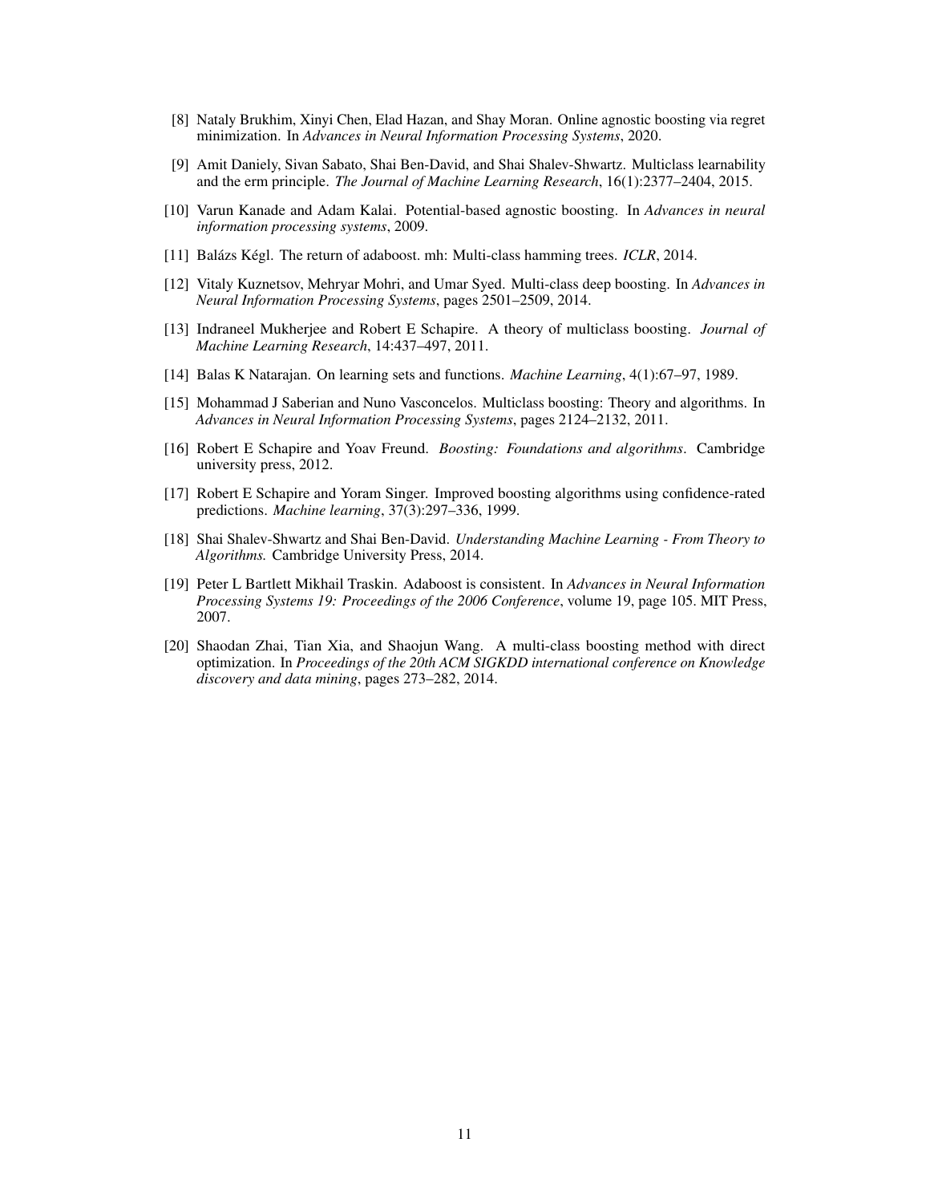[8] Nataly Brukhim, Xinyi Chen, Elad Hazan, and Shay Moran. Online agnostic boosting via regret minimization. In *Advances in Neural Information Processing Systems*, 2020.

[9] Amit Daniely, Sivan Sabato, Shai Ben-David, and Shai Shalev-Shwartz. Multiclass learnability and the erm principle. *The Journal of Machine Learning Research*, 16(1):2377–2404, 2015.

[10] Varun Kanade and Adam Kalai. Potential-based agnostic boosting. In *Advances in neural information processing systems*, 2009.

[11] Balázs Kégl. The return of adaboost. mh: Multi-class hamming trees. *ICLR*, 2014.

[12] Vitaly Kuznetsov, Mehryar Mohri, and Umar Syed. Multi-class deep boosting. In *Advances in Neural Information Processing Systems*, pages 2501–2509, 2014.

[13] Indraneel Mukherjee and Robert E Schapire. A theory of multiclass boosting. *Journal of Machine Learning Research*, 14:437–497, 2011.

[14] Balas K Natarajan. On learning sets and functions. *Machine Learning*, 4(1):67–97, 1989.

[15] Mohammad J Saberian and Nuno Vasconcelos. Multiclass boosting: Theory and algorithms. In *Advances in Neural Information Processing Systems*, pages 2124–2132, 2011.

[16] Robert E Schapire and Yoav Freund. *Boosting: Foundations and algorithms*. Cambridge university press, 2012.

[17] Robert E Schapire and Yoram Singer. Improved boosting algorithms using confidence-rated predictions. *Machine learning*, 37(3):297–336, 1999.

[18] Shai Shalev-Shwartz and Shai Ben-David. *Understanding Machine Learning - From Theory to Algorithms.* Cambridge University Press, 2014.

[19] Peter L Bartlett Mikhail Traskin. Adaboost is consistent. In *Advances in Neural Information Processing Systems 19: Proceedings of the 2006 Conference*, volume 19, page 105. MIT Press, 2007.

[20] Shaodan Zhai, Tian Xia, and Shaojun Wang. A multi-class boosting method with direct optimization. In *Proceedings of the 20th ACM SIGKDD international conference on Knowledge discovery and data mining*, pages 273–282, 2014.